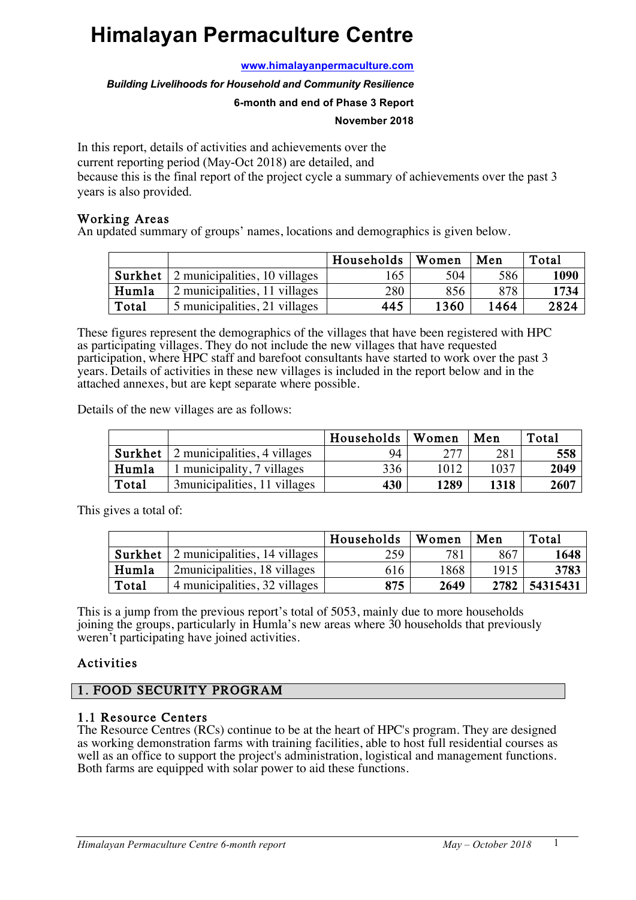# Himalayan Permaculture Centre

**www.himalayanpermaculture.com**

***Building Livelihoods for Household and Community Resilience***

**6-month and end of Phase 3 Report**

**November 2018**

In this report, details of activities and achievements over the current reporting period (May-Oct 2018) are detailed, and because this is the final report of the project cycle a summary of achievements over the past 3 years is also provided.

## Working Areas

An updated summary of groups' names, locations and demographics is given below.

| | | Households | Women | Men | Total |
|---|---|---|---|---|---|
| **Surkhet** | 2 municipalities, 10 villages | 165 | 504 | 586 | **1090** |
| **Humla** | 2 municipalities, 11 villages | 280 | 856 | 878 | **1734** |
| **Total** | 5 municipalities, 21 villages | **445** | **1360** | **1464** | **2824** |

These figures represent the demographics of the villages that have been registered with HPC as participating villages. They do not include the new villages that have requested participation, where HPC staff and barefoot consultants have started to work over the past 3 years. Details of activities in these new villages is included in the report below and in the attached annexes, but are kept separate where possible.

Details of the new villages are as follows:

| | | Households | Women | Men | Total |
|---|---|---|---|---|---|
| **Surkhet** | 2 municipalities, 4 villages | 94 | 277 | 281 | **558** |
| **Humla** | 1 municipality, 7 villages | 336 | 1012 | 1037 | **2049** |
| **Total** | 3municipalities, 11 villages | **430** | **1289** | **1318** | **2607** |

This gives a total of:

| | | Households | Women | Men | Total |
|---|---|---|---|---|---|
| **Surkhet** | 2 municipalities, 14 villages | 259 | 781 | 867 | **1648** |
| **Humla** | 2municipalities, 18 villages | 616 | 1868 | 1915 | **3783** |
| **Total** | 4 municipalities, 32 villages | **875** | **2649** | **2782** | **54315431** |

This is a jump from the previous report's total of 5053, mainly due to more households joining the groups, particularly in Humla's new areas where 30 households that previously weren't participating have joined activities.

## Activities

## 1. FOOD SECURITY PROGRAM

### 1.1 Resource Centers

The Resource Centres (RCs) continue to be at the heart of HPC's program. They are designed as working demonstration farms with training facilities, able to host full residential courses as well as an office to support the project's administration, logistical and management functions. Both farms are equipped with solar power to aid these functions.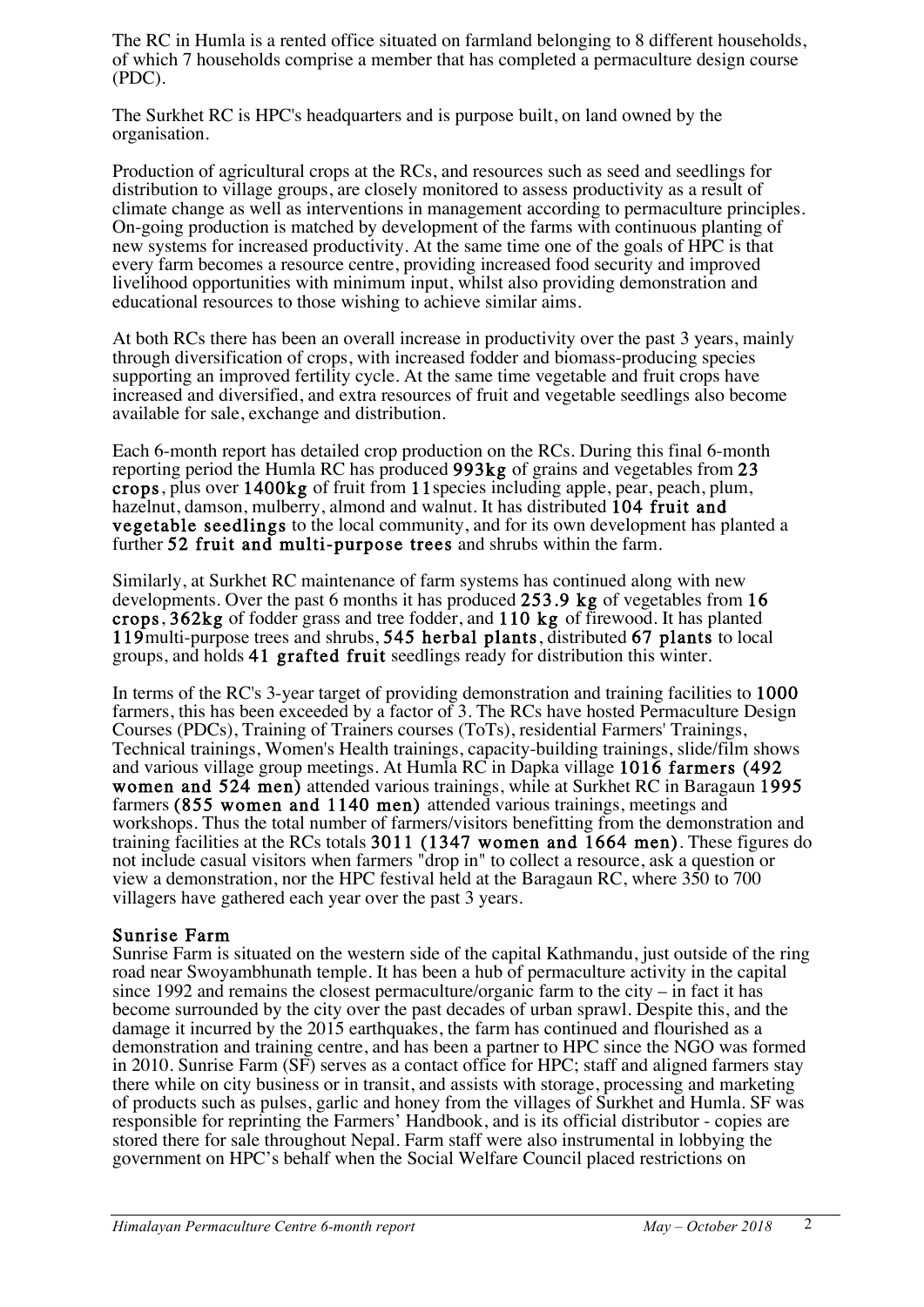The RC in Humla is a rented office situated on farmland belonging to 8 different households, of which 7 households comprise a member that has completed a permaculture design course (PDC).

The Surkhet RC is HPC's headquarters and is purpose built, on land owned by the organisation.

Production of agricultural crops at the RCs, and resources such as seed and seedlings for distribution to village groups, are closely monitored to assess productivity as a result of climate change as well as interventions in management according to permaculture principles. On-going production is matched by development of the farms with continuous planting of new systems for increased productivity. At the same time one of the goals of HPC is that every farm becomes a resource centre, providing increased food security and improved livelihood opportunities with minimum input, whilst also providing demonstration and educational resources to those wishing to achieve similar aims.

At both RCs there has been an overall increase in productivity over the past 3 years, mainly through diversification of crops, with increased fodder and biomass-producing species supporting an improved fertility cycle. At the same time vegetable and fruit crops have increased and diversified, and extra resources of fruit and vegetable seedlings also become available for sale, exchange and distribution.

Each 6-month report has detailed crop production on the RCs. During this final 6-month reporting period the Humla RC has produced **993kg** of grains and vegetables from **23 crops**, plus over **1400kg** of fruit from **11** species including apple, pear, peach, plum, hazelnut, damson, mulberry, almond and walnut. It has distributed **104 fruit and vegetable seedlings** to the local community, and for its own development has planted a further **52 fruit and multi-purpose trees** and shrubs within the farm.

Similarly, at Surkhet RC maintenance of farm systems has continued along with new developments. Over the past 6 months it has produced **253.9 kg** of vegetables from **16 crops**, **362kg** of fodder grass and tree fodder, and **110 kg** of firewood. It has planted **119** multi-purpose trees and shrubs, **545 herbal plants**, distributed **67 plants** to local groups, and holds **41 grafted fruit** seedlings ready for distribution this winter.

In terms of the RC's 3-year target of providing demonstration and training facilities to **1000** farmers, this has been exceeded by a factor of 3. The RCs have hosted Permaculture Design Courses (PDCs), Training of Trainers courses (ToTs), residential Farmers' Trainings, Technical trainings, Women's Health trainings, capacity-building trainings, slide/film shows and various village group meetings. At Humla RC in Dapka village **1016 farmers (492 women and 524 men)** attended various trainings, while at Surkhet RC in Baragaun **1995** farmers **(855 women and 1140 men)** attended various trainings, meetings and workshops. Thus the total number of farmers/visitors benefitting from the demonstration and training facilities at the RCs totals **3011 (1347 women and 1664 men)**. These figures do not include casual visitors when farmers "drop in" to collect a resource, ask a question or view a demonstration, nor the HPC festival held at the Baragaun RC, where 350 to 700 villagers have gathered each year over the past 3 years.

## Sunrise Farm

Sunrise Farm is situated on the western side of the capital Kathmandu, just outside of the ring road near Swoyambhunath temple. It has been a hub of permaculture activity in the capital since 1992 and remains the closest permaculture/organic farm to the city – in fact it has become surrounded by the city over the past decades of urban sprawl. Despite this, and the damage it incurred by the 2015 earthquakes, the farm has continued and flourished as a demonstration and training centre, and has been a partner to HPC since the NGO was formed in 2010. Sunrise Farm (SF) serves as a contact office for HPC; staff and aligned farmers stay there while on city business or in transit, and assists with storage, processing and marketing of products such as pulses, garlic and honey from the villages of Surkhet and Humla. SF was responsible for reprinting the Farmers' Handbook, and is its official distributor - copies are stored there for sale throughout Nepal. Farm staff were also instrumental in lobbying the government on HPC's behalf when the Social Welfare Council placed restrictions on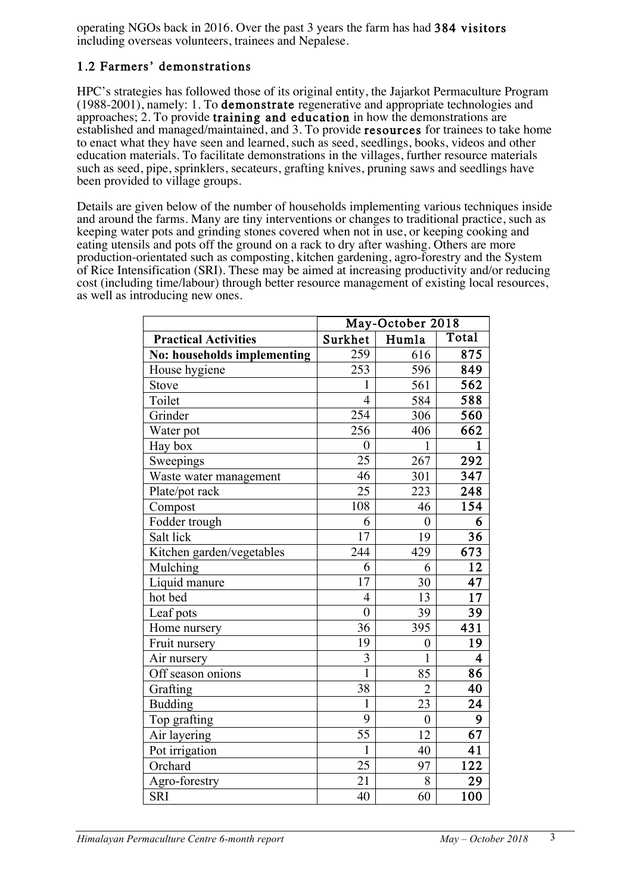operating NGOs back in 2016. Over the past 3 years the farm has had **384 visitors** including overseas volunteers, trainees and Nepalese.

## 1.2 Farmers' demonstrations

HPC's strategies has followed those of its original entity, the Jajarkot Permaculture Program (1988-2001), namely: 1. To **demonstrate** regenerative and appropriate technologies and approaches; 2. To provide **training and education** in how the demonstrations are established and managed/maintained, and 3. To provide **resources** for trainees to take home to enact what they have seen and learned, such as seed, seedlings, books, videos and other education materials. To facilitate demonstrations in the villages, further resource materials such as seed, pipe, sprinklers, secateurs, grafting knives, pruning saws and seedlings have been provided to village groups.

Details are given below of the number of households implementing various techniques inside and around the farms. Many are tiny interventions or changes to traditional practice, such as keeping water pots and grinding stones covered when not in use, or keeping cooking and eating utensils and pots off the ground on a rack to dry after washing. Others are more production-orientated such as composting, kitchen gardening, agro-forestry and the System of Rice Intensification (SRI). These may be aimed at increasing productivity and/or reducing cost (including time/labour) through better resource management of existing local resources, as well as introducing new ones.

| | May-October 2018 | | |
|---|---|---|---|
| **Practical Activities** | **Surkhet** | **Humla** | **Total** |
| **No: households implementing** | 259 | 616 | **875** |
| House hygiene | 253 | 596 | **849** |
| Stove | 1 | 561 | **562** |
| Toilet | 4 | 584 | **588** |
| Grinder | 254 | 306 | **560** |
| Water pot | 256 | 406 | **662** |
| Hay box | 0 | 1 | **1** |
| Sweepings | 25 | 267 | **292** |
| Waste water management | 46 | 301 | **347** |
| Plate/pot rack | 25 | 223 | **248** |
| Compost | 108 | 46 | **154** |
| Fodder trough | 6 | 0 | **6** |
| Salt lick | 17 | 19 | **36** |
| Kitchen garden/vegetables | 244 | 429 | **673** |
| Mulching | 6 | 6 | **12** |
| Liquid manure | 17 | 30 | **47** |
| hot bed | 4 | 13 | **17** |
| Leaf pots | 0 | 39 | **39** |
| Home nursery | 36 | 395 | **431** |
| Fruit nursery | 19 | 0 | **19** |
| Air nursery | 3 | 1 | **4** |
| Off season onions | 1 | 85 | **86** |
| Grafting | 38 | 2 | **40** |
| Budding | 1 | 23 | **24** |
| Top grafting | 9 | 0 | **9** |
| Air layering | 55 | 12 | **67** |
| Pot irrigation | 1 | 40 | **41** |
| Orchard | 25 | 97 | **122** |
| Agro-forestry | 21 | 8 | **29** |
| SRI | 40 | 60 | **100** |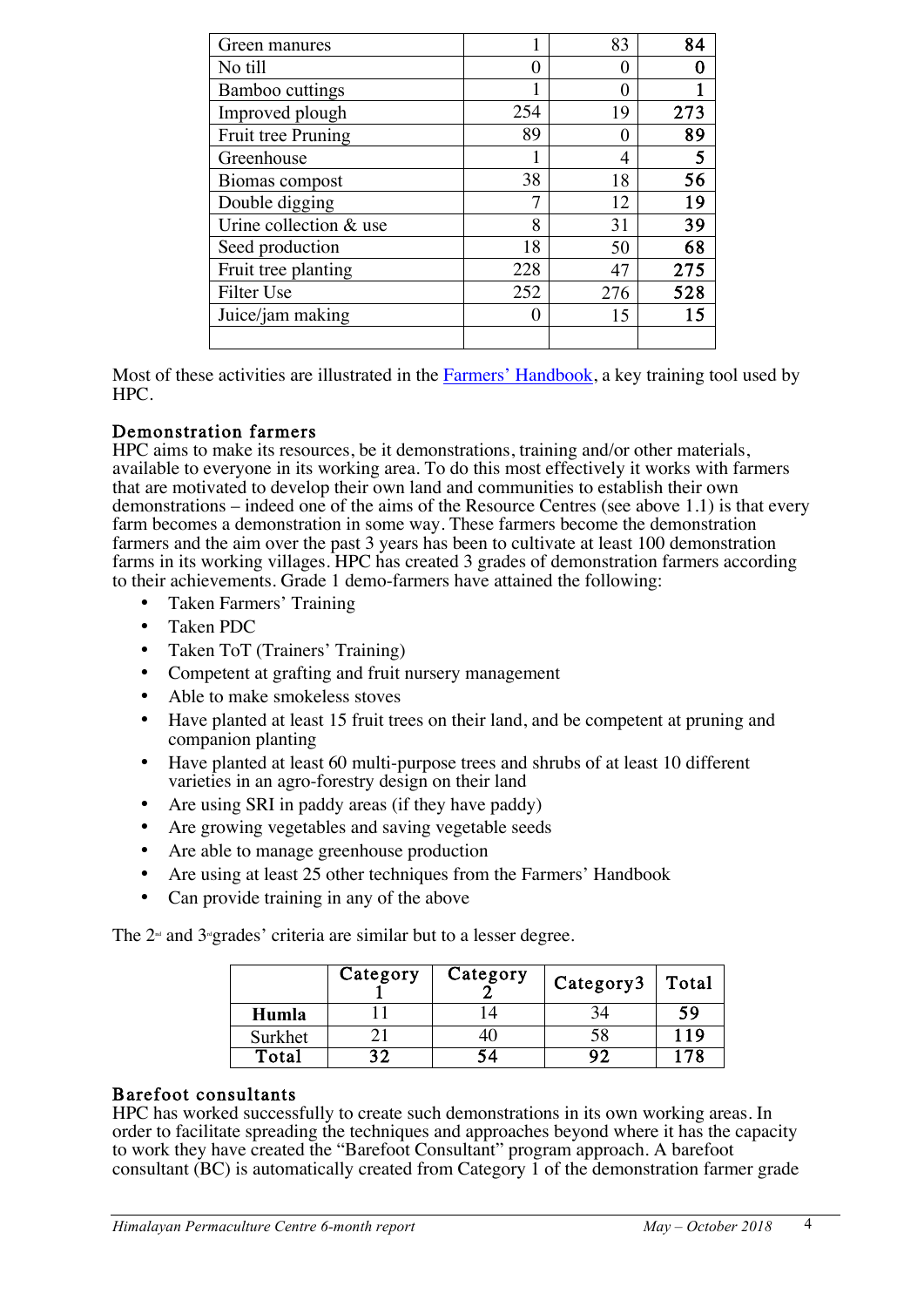| Green manures | 1 | 83 | **84** |
|---|---|---|---|
| No till | 0 | 0 | **0** |
| Bamboo cuttings | 1 | 0 | **1** |
| Improved plough | 254 | 19 | **273** |
| Fruit tree Pruning | 89 | 0 | **89** |
| Greenhouse | 1 | 4 | **5** |
| Biomas compost | 38 | 18 | **56** |
| Double digging | 7 | 12 | **19** |
| Urine collection & use | 8 | 31 | **39** |
| Seed production | 18 | 50 | **68** |
| Fruit tree planting | 228 | 47 | **275** |
| Filter Use | 252 | 276 | **528** |
| Juice/jam making | 0 | 15 | **15** |
| | | | |

Most of these activities are illustrated in the Farmers' Handbook, a key training tool used by HPC.

### Demonstration farmers

HPC aims to make its resources, be it demonstrations, training and/or other materials, available to everyone in its working area. To do this most effectively it works with farmers that are motivated to develop their own land and communities to establish their own demonstrations – indeed one of the aims of the Resource Centres (see above 1.1) is that every farm becomes a demonstration in some way. These farmers become the demonstration farmers and the aim over the past 3 years has been to cultivate at least 100 demonstration farms in its working villages. HPC has created 3 grades of demonstration farmers according to their achievements. Grade 1 demo-farmers have attained the following:

- Taken Farmers' Training
- Taken PDC
- Taken ToT (Trainers' Training)
- Competent at grafting and fruit nursery management
- Able to make smokeless stoves
- Have planted at least 15 fruit trees on their land, and be competent at pruning and companion planting
- Have planted at least 60 multi-purpose trees and shrubs of at least 10 different varieties in an agro-forestry design on their land
- Are using SRI in paddy areas (if they have paddy)
- Are growing vegetables and saving vegetable seeds
- Are able to manage greenhouse production
- Are using at least 25 other techniques from the Farmers' Handbook
- Can provide training in any of the above

The 2nd and 3rd grades' criteria are similar but to a lesser degree.

| | Category 1 | Category 2 | Category3 | Total |
|---|---|---|---|---|
| **Humla** | 11 | 14 | 34 | **59** |
| Surkhet | 21 | 40 | 58 | **119** |
| **Total** | **32** | **54** | **92** | **178** |

### Barefoot consultants

HPC has worked successfully to create such demonstrations in its own working areas. In order to facilitate spreading the techniques and approaches beyond where it has the capacity to work they have created the "Barefoot Consultant" program approach. A barefoot consultant (BC) is automatically created from Category 1 of the demonstration farmer grade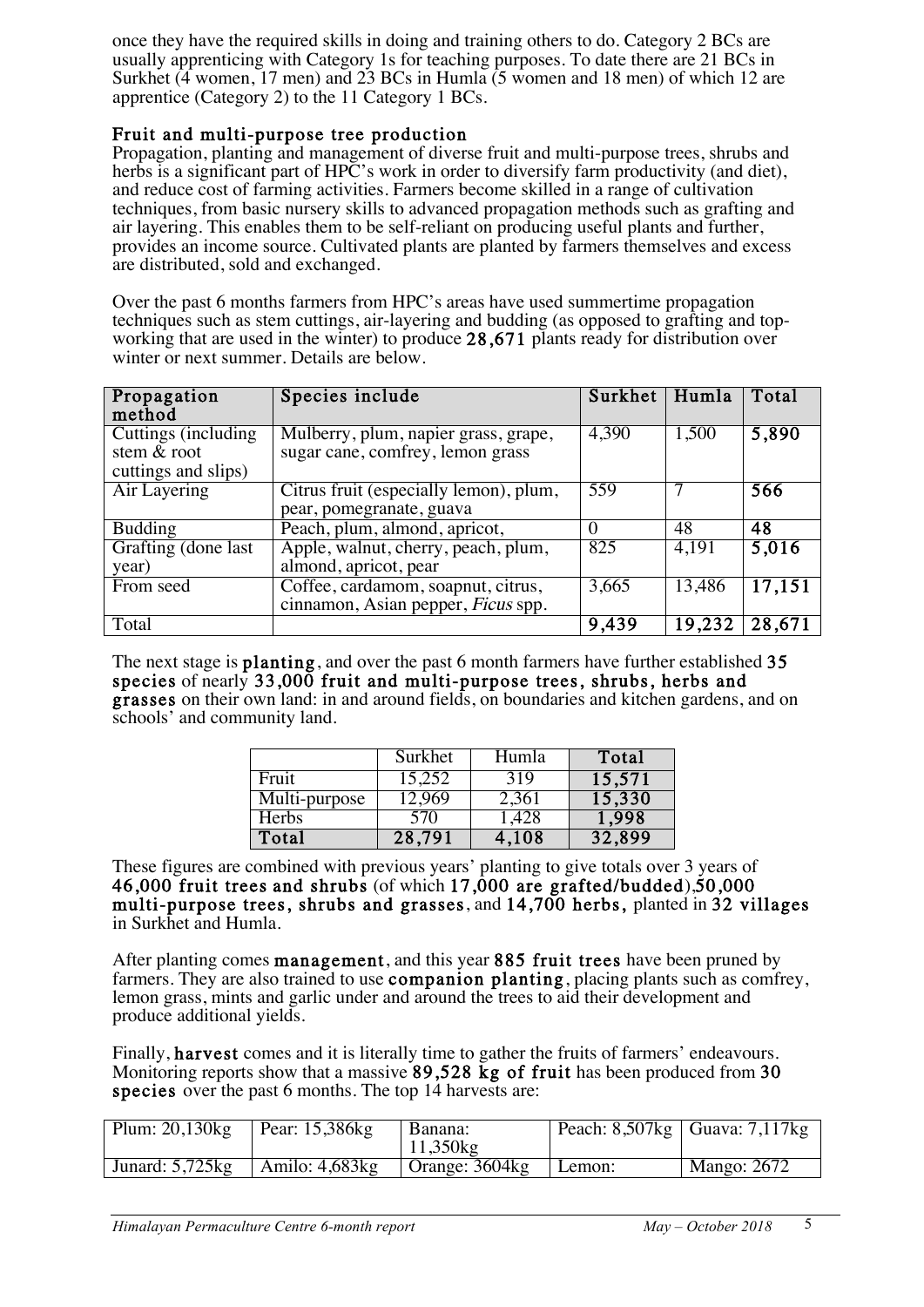once they have the required skills in doing and training others to do. Category 2 BCs are usually apprenticing with Category 1s for teaching purposes. To date there are 21 BCs in Surkhet (4 women, 17 men) and 23 BCs in Humla (5 women and 18 men) of which 12 are apprentice (Category 2) to the 11 Category 1 BCs.

### Fruit and multi-purpose tree production

Propagation, planting and management of diverse fruit and multi-purpose trees, shrubs and herbs is a significant part of HPC's work in order to diversify farm productivity (and diet), and reduce cost of farming activities. Farmers become skilled in a range of cultivation techniques, from basic nursery skills to advanced propagation methods such as grafting and air layering. This enables them to be self-reliant on producing useful plants and further, provides an income source. Cultivated plants are planted by farmers themselves and excess are distributed, sold and exchanged.

Over the past 6 months farmers from HPC's areas have used summertime propagation techniques such as stem cuttings, air-layering and budding (as opposed to grafting and top-working that are used in the winter) to produce **28,671** plants ready for distribution over winter or next summer. Details are below.

| Propagation method | Species include | Surkhet | Humla | Total |
|---|---|---|---|---|
| Cuttings (including stem & root cuttings and slips) | Mulberry, plum, napier grass, grape, sugar cane, comfrey, lemon grass | 4,390 | 1,500 | **5,890** |
| Air Layering | Citrus fruit (especially lemon), plum, pear, pomegranate, guava | 559 | 7 | **566** |
| Budding | Peach, plum, almond, apricot, | 0 | 48 | **48** |
| Grafting (done last year) | Apple, walnut, cherry, peach, plum, almond, apricot, pear | 825 | 4,191 | **5,016** |
| From seed | Coffee, cardamom, soapnut, citrus, cinnamon, Asian pepper, *Ficus* spp. | 3,665 | 13,486 | **17,151** |
| Total | | **9,439** | **19,232** | **28,671** |

The next stage is **planting**, and over the past 6 month farmers have further established **35 species** of nearly **33,000 fruit and multi-purpose trees, shrubs, herbs and grasses** on their own land: in and around fields, on boundaries and kitchen gardens, and on schools' and community land.

| | Surkhet | Humla | Total |
|---|---|---|---|
| Fruit | 15,252 | 319 | **15,571** |
| Multi-purpose | 12,969 | 2,361 | **15,330** |
| Herbs | 570 | 1,428 | **1,998** |
| **Total** | **28,791** | **4,108** | **32,899** |

These figures are combined with previous years' planting to give totals over 3 years of **46,000 fruit trees and shrubs** (of which **17,000 are grafted/budded**),**50,000 multi-purpose trees, shrubs and grasses**, and **14,700 herbs,** planted in **32 villages** in Surkhet and Humla.

After planting comes **management**, and this year **885 fruit trees** have been pruned by farmers. They are also trained to use **companion planting**, placing plants such as comfrey, lemon grass, mints and garlic under and around the trees to aid their development and produce additional yields.

Finally, **harvest** comes and it is literally time to gather the fruits of farmers' endeavours. Monitoring reports show that a massive **89,528 kg of fruit** has been produced from **30 species** over the past 6 months. The top 14 harvests are:

| Plum: 20,130kg | Pear: 15,386kg | Banana: 11,350kg | Peach: 8,507kg | Guava: 7,117kg |
|---|---|---|---|---|
| Junard: 5,725kg | Amilo: 4,683kg | Orange: 3604kg | Lemon: | Mango: 2672 |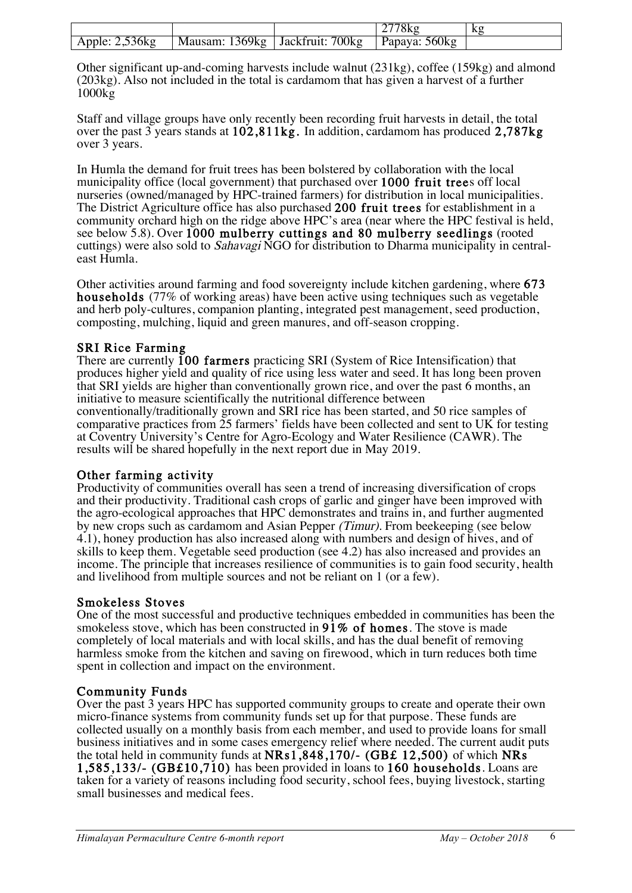|  |  |  | 2778kg | kg |
|---|---|---|---|---|
| Apple: 2,536kg | Mausam: 1369kg | Jackfruit: 700kg | Papaya: 560kg |  |

Other significant up-and-coming harvests include walnut (231kg), coffee (159kg) and almond (203kg). Also not included in the total is cardamom that has given a harvest of a further 1000kg

Staff and village groups have only recently been recording fruit harvests in detail, the total over the past 3 years stands at **102,811kg.** In addition, cardamom has produced **2,787kg** over 3 years.

In Humla the demand for fruit trees has been bolstered by collaboration with the local municipality office (local government) that purchased over **1000 fruit tree**s off local nurseries (owned/managed by HPC-trained farmers) for distribution in local municipalities. The District Agriculture office has also purchased **200 fruit trees** for establishment in a community orchard high on the ridge above HPC's area (near where the HPC festival is held, see below 5.8). Over **1000 mulberry cuttings and 80 mulberry seedlings** (rooted cuttings) were also sold to *Sahavagi* NGO for distribution to Dharma municipality in central-east Humla.

Other activities around farming and food sovereignty include kitchen gardening, where **673 households** (77% of working areas) have been active using techniques such as vegetable and herb poly-cultures, companion planting, integrated pest management, seed production, composting, mulching, liquid and green manures, and off-season cropping.

### SRI Rice Farming

There are currently **100 farmers** practicing SRI (System of Rice Intensification) that produces higher yield and quality of rice using less water and seed. It has long been proven that SRI yields are higher than conventionally grown rice, and over the past 6 months, an initiative to measure scientifically the nutritional difference between conventionally/traditionally grown and SRI rice has been started, and 50 rice samples of comparative practices from 25 farmers' fields have been collected and sent to UK for testing at Coventry University's Centre for Agro-Ecology and Water Resilience (CAWR). The results will be shared hopefully in the next report due in May 2019.

### Other farming activity

Productivity of communities overall has seen a trend of increasing diversification of crops and their productivity. Traditional cash crops of garlic and ginger have been improved with the agro-ecological approaches that HPC demonstrates and trains in, and further augmented by new crops such as cardamom and Asian Pepper *(Timur).* From beekeeping (see below 4.1), honey production has also increased along with numbers and design of hives, and of skills to keep them. Vegetable seed production (see 4.2) has also increased and provides an income. The principle that increases resilience of communities is to gain food security, health and livelihood from multiple sources and not be reliant on 1 (or a few).

### Smokeless Stoves

One of the most successful and productive techniques embedded in communities has been the smokeless stove, which has been constructed in **91% of homes**. The stove is made completely of local materials and with local skills, and has the dual benefit of removing harmless smoke from the kitchen and saving on firewood, which in turn reduces both time spent in collection and impact on the environment.

### Community Funds

Over the past 3 years HPC has supported community groups to create and operate their own micro-finance systems from community funds set up for that purpose. These funds are collected usually on a monthly basis from each member, and used to provide loans for small business initiatives and in some cases emergency relief where needed. The current audit puts the total held in community funds at **NRs1,848,170/- (GB£ 12,500)** of which **NRs 1,585,133/- (GB£10,710)** has been provided in loans to **160 households**. Loans are taken for a variety of reasons including food security, school fees, buying livestock, starting small businesses and medical fees.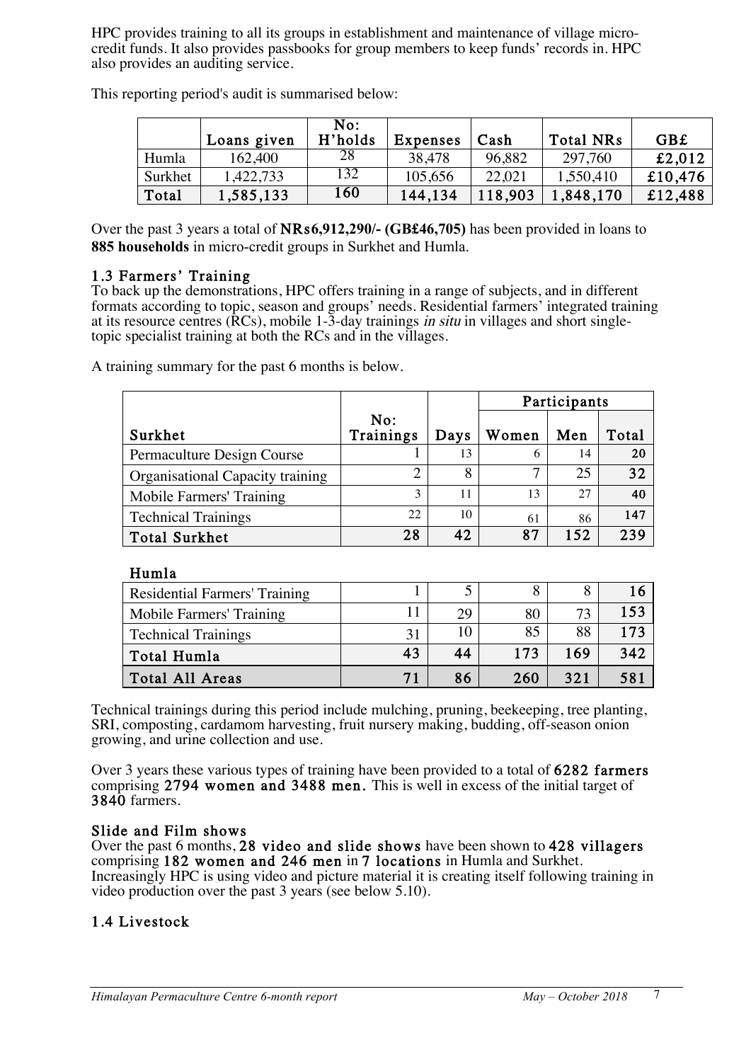HPC provides training to all its groups in establishment and maintenance of village micro-credit funds. It also provides passbooks for group members to keep funds' records in. HPC also provides an auditing service.

This reporting period's audit is summarised below:

| | Loans given | No: H'holds | Expenses | Cash | Total NRs | GB£ |
|---|---|---|---|---|---|---|
| Humla | 162,400 | 28 | 38,478 | 96,882 | 297,760 | **£2,012** |
| Surkhet | 1,422,733 | 132 | 105,656 | 22,021 | 1,550,410 | **£10,476** |
| **Total** | **1,585,133** | **160** | **144,134** | **118,903** | **1,848,170** | **£12,488** |

Over the past 3 years a total of **NRs6,912,290/- (GB£46,705)** has been provided in loans to **885 households** in micro-credit groups in Surkhet and Humla.

## 1.3 Farmers' Training

To back up the demonstrations, HPC offers training in a range of subjects, and in different formats according to topic, season and groups' needs. Residential farmers' integrated training at its resource centres (RCs), mobile 1-3-day trainings *in situ* in villages and short single-topic specialist training at both the RCs and in the villages.

A training summary for the past 6 months is below.

| | | | Participants | | |
|---|---|---|---|---|---|
| **Surkhet** | No: Trainings | Days | Women | Men | Total |
| Permaculture Design Course | 1 | 13 | 6 | 14 | **20** |
| Organisational Capacity training | 2 | 8 | 7 | 25 | **32** |
| Mobile Farmers' Training | 3 | 11 | 13 | 27 | **40** |
| Technical Trainings | 22 | 10 | 61 | 86 | **147** |
| **Total Surkhet** | **28** | **42** | **87** | **152** | **239** |
| **Humla** | | | | | |
| Residential Farmers' Training | 1 | 5 | 8 | 8 | **16** |
| Mobile Farmers' Training | 11 | 29 | 80 | 73 | **153** |
| Technical Trainings | 31 | 10 | 85 | 88 | **173** |
| **Total Humla** | **43** | **44** | **173** | **169** | **342** |
| **Total All Areas** | **71** | **86** | **260** | **321** | **581** |

Technical trainings during this period include mulching, pruning, beekeeping, tree planting, SRI, composting, cardamom harvesting, fruit nursery making, budding, off-season onion growing, and urine collection and use.

Over 3 years these various types of training have been provided to a total of **6282 farmers** comprising **2794 women and 3488 men.** This is well in excess of the initial target of **3840** farmers.

### Slide and Film shows

Over the past 6 months, **28 video and slide shows** have been shown to **428 villagers** comprising **182 women and 246 men** in **7 locations** in Humla and Surkhet. Increasingly HPC is using video and picture material it is creating itself following training in video production over the past 3 years (see below 5.10).

## 1.4 Livestock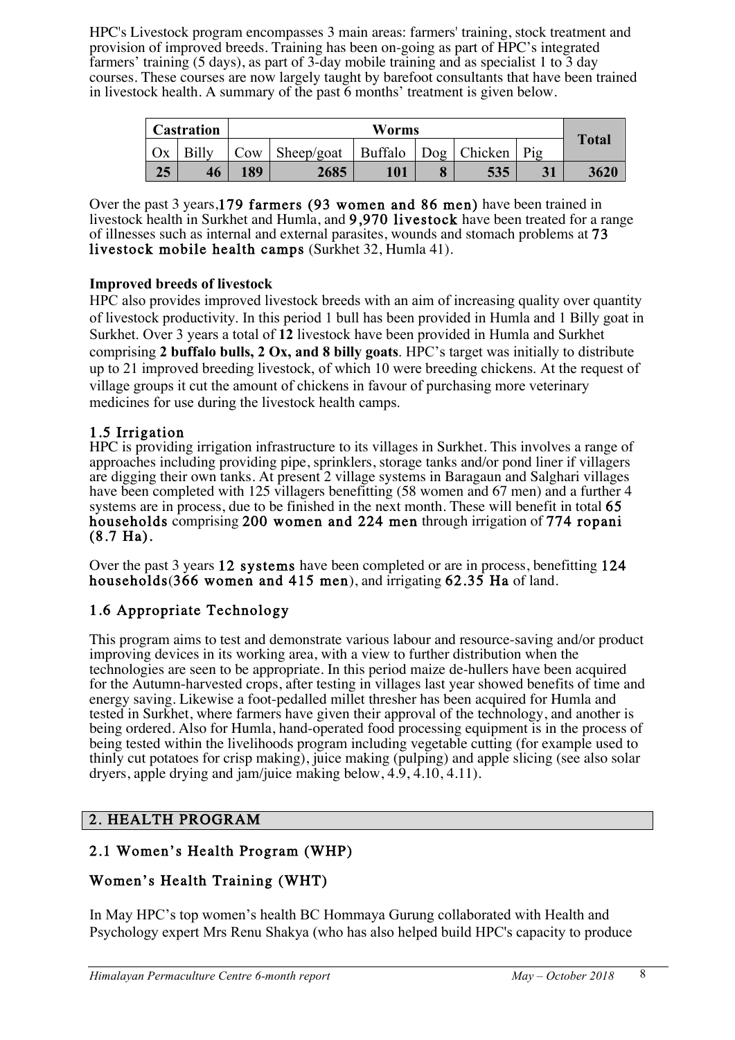HPC's Livestock program encompasses 3 main areas: farmers' training, stock treatment and provision of improved breeds. Training has been on-going as part of HPC's integrated farmers' training (5 days), as part of 3-day mobile training and as specialist 1 to 3 day courses. These courses are now largely taught by barefoot consultants that have been trained in livestock health. A summary of the past 6 months' treatment is given below.

| Castration | | Worms | | | | | | Total |
|---|---|---|---|---|---|---|---|---|
| Ox | Billy | Cow | Sheep/goat | Buffalo | Dog | Chicken | Pig | |
| **25** | **46** | **189** | **2685** | **101** | **8** | **535** | **31** | **3620** |

Over the past 3 years,**179 farmers (93 women and 86 men)** have been trained in livestock health in Surkhet and Humla, and **9,970 livestock** have been treated for a range of illnesses such as internal and external parasites, wounds and stomach problems at **73 livestock mobile health camps** (Surkhet 32, Humla 41).

**Improved breeds of livestock**

HPC also provides improved livestock breeds with an aim of increasing quality over quantity of livestock productivity. In this period 1 bull has been provided in Humla and 1 Billy goat in Surkhet. Over 3 years a total of **12** livestock have been provided in Humla and Surkhet comprising **2 buffalo bulls, 2 Ox, and 8 billy goats**. HPC's target was initially to distribute up to 21 improved breeding livestock, of which 10 were breeding chickens. At the request of village groups it cut the amount of chickens in favour of purchasing more veterinary medicines for use during the livestock health camps.

### 1.5 Irrigation

HPC is providing irrigation infrastructure to its villages in Surkhet. This involves a range of approaches including providing pipe, sprinklers, storage tanks and/or pond liner if villagers are digging their own tanks. At present 2 village systems in Baragaun and Salghari villages have been completed with 125 villagers benefitting (58 women and 67 men) and a further 4 systems are in process, due to be finished in the next month. These will benefit in total **65 households** comprising **200 women and 224 men** through irrigation of **774 ropani (8.7 Ha).**

Over the past 3 years **12 systems** have been completed or are in process, benefitting **124 households**(**366 women and 415 men**), and irrigating **62.35 Ha** of land.

### 1.6 Appropriate Technology

This program aims to test and demonstrate various labour and resource-saving and/or product improving devices in its working area, with a view to further distribution when the technologies are seen to be appropriate. In this period maize de-hullers have been acquired for the Autumn-harvested crops, after testing in villages last year showed benefits of time and energy saving. Likewise a foot-pedalled millet thresher has been acquired for Humla and tested in Surkhet, where farmers have given their approval of the technology, and another is being ordered. Also for Humla, hand-operated food processing equipment is in the process of being tested within the livelihoods program including vegetable cutting (for example used to thinly cut potatoes for crisp making), juice making (pulping) and apple slicing (see also solar dryers, apple drying and jam/juice making below, 4.9, 4.10, 4.11).

## 2. HEALTH PROGRAM

### 2.1 Women's Health Program (WHP)

### Women's Health Training (WHT)

In May HPC's top women's health BC Hommaya Gurung collaborated with Health and Psychology expert Mrs Renu Shakya (who has also helped build HPC's capacity to produce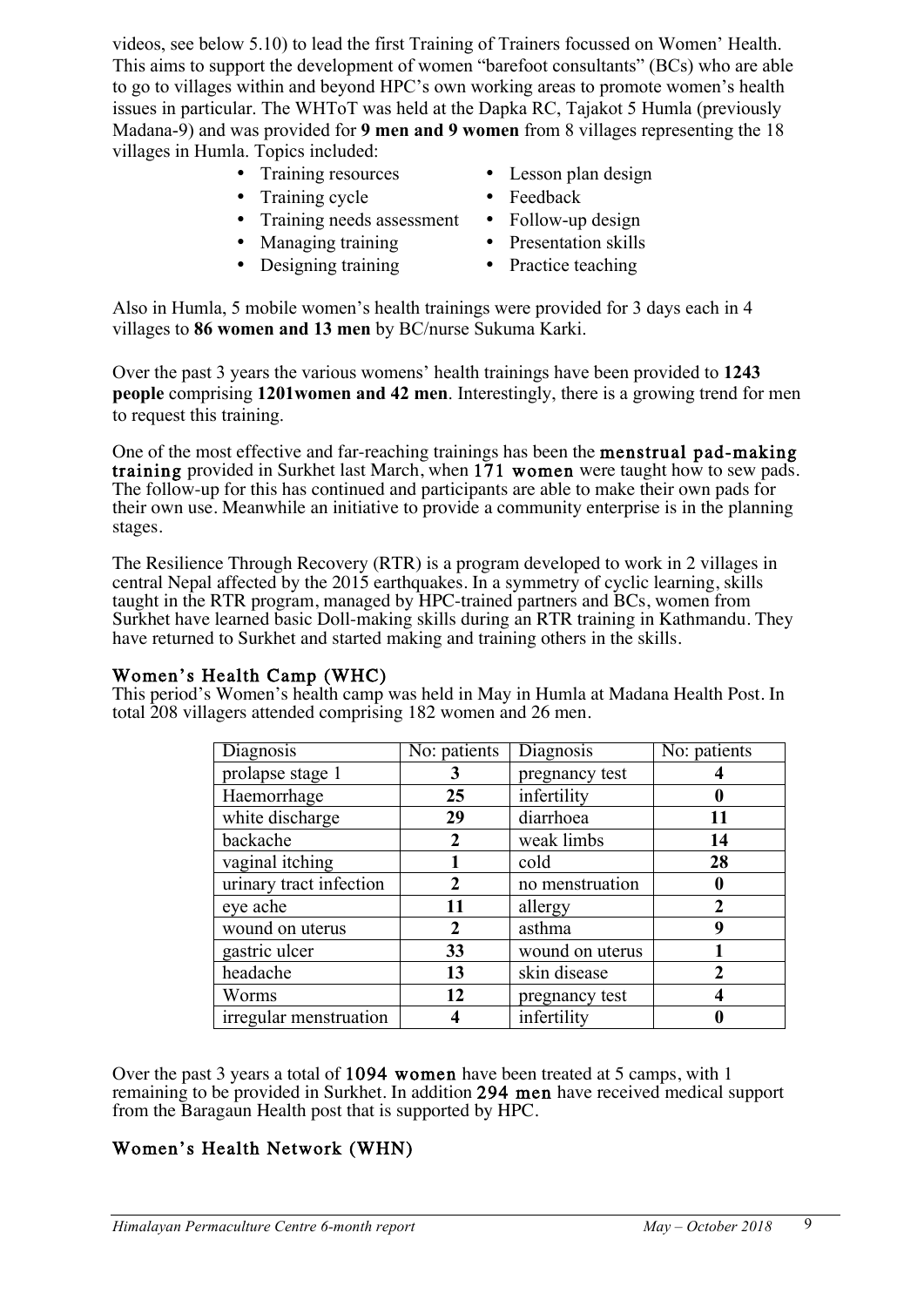videos, see below 5.10) to lead the first Training of Trainers focussed on Women' Health. This aims to support the development of women "barefoot consultants" (BCs) who are able to go to villages within and beyond HPC's own working areas to promote women's health issues in particular. The WHToT was held at the Dapka RC, Tajakot 5 Humla (previously Madana-9) and was provided for **9 men and 9 women** from 8 villages representing the 18 villages in Humla. Topics included:

- Training resources
- Training cycle
- Training needs assessment
- Managing training
- Designing training
- Lesson plan design
- Feedback
- Follow-up design
- Presentation skills
- Practice teaching

Also in Humla, 5 mobile women's health trainings were provided for 3 days each in 4 villages to **86 women and 13 men** by BC/nurse Sukuma Karki.

Over the past 3 years the various womens' health trainings have been provided to **1243 people** comprising **1201women and 42 men**. Interestingly, there is a growing trend for men to request this training.

One of the most effective and far-reaching trainings has been the **menstrual pad-making training** provided in Surkhet last March, when **171 women** were taught how to sew pads. The follow-up for this has continued and participants are able to make their own pads for their own use. Meanwhile an initiative to provide a community enterprise is in the planning stages.

The Resilience Through Recovery (RTR) is a program developed to work in 2 villages in central Nepal affected by the 2015 earthquakes. In a symmetry of cyclic learning, skills taught in the RTR program, managed by HPC-trained partners and BCs, women from Surkhet have learned basic Doll-making skills during an RTR training in Kathmandu. They have returned to Surkhet and started making and training others in the skills.

## Women's Health Camp (WHC)

This period's Women's health camp was held in May in Humla at Madana Health Post. In total 208 villagers attended comprising 182 women and 26 men.

| Diagnosis | No: patients | Diagnosis | No: patients |
|---|---|---|---|
| prolapse stage 1 | **3** | pregnancy test | **4** |
| Haemorrhage | **25** | infertility | **0** |
| white discharge | **29** | diarrhoea | **11** |
| backache | **2** | weak limbs | **14** |
| vaginal itching | **1** | cold | **28** |
| urinary tract infection | **2** | no menstruation | **0** |
| eye ache | **11** | allergy | **2** |
| wound on uterus | **2** | asthma | **9** |
| gastric ulcer | **33** | wound on uterus | **1** |
| headache | **13** | skin disease | **2** |
| Worms | **12** | pregnancy test | **4** |
| irregular menstruation | **4** | infertility | **0** |

Over the past 3 years a total of **1094 women** have been treated at 5 camps, with 1 remaining to be provided in Surkhet. In addition **294 men** have received medical support from the Baragaun Health post that is supported by HPC.

## Women's Health Network (WHN)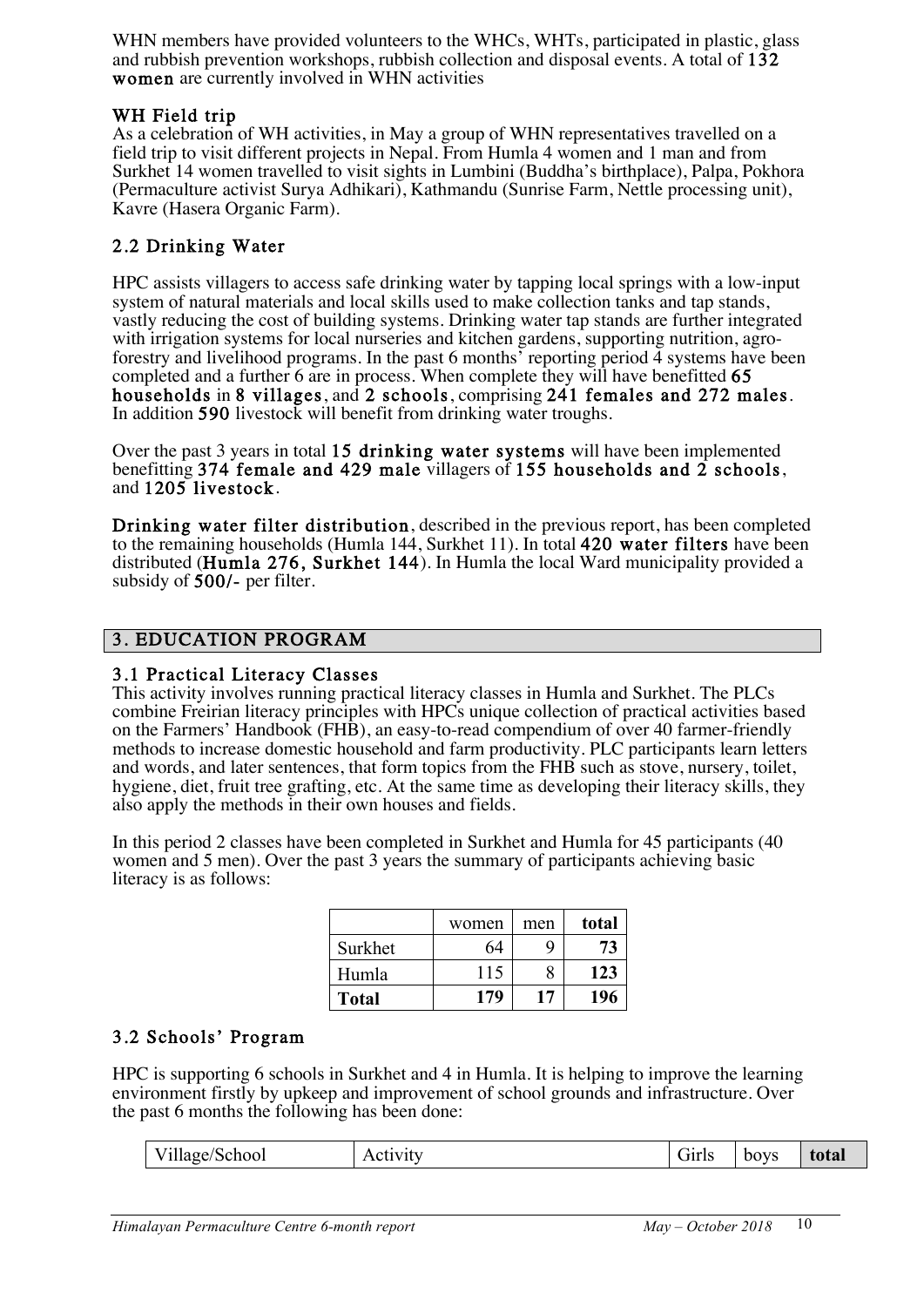WHN members have provided volunteers to the WHCs, WHTs, participated in plastic, glass and rubbish prevention workshops, rubbish collection and disposal events. A total of **132 women** are currently involved in WHN activities

### WH Field trip

As a celebration of WH activities, in May a group of WHN representatives travelled on a field trip to visit different projects in Nepal. From Humla 4 women and 1 man and from Surkhet 14 women travelled to visit sights in Lumbini (Buddha's birthplace), Palpa, Pokhora (Permaculture activist Surya Adhikari), Kathmandu (Sunrise Farm, Nettle processing unit), Kavre (Hasera Organic Farm).

## 2.2 Drinking Water

HPC assists villagers to access safe drinking water by tapping local springs with a low-input system of natural materials and local skills used to make collection tanks and tap stands, vastly reducing the cost of building systems. Drinking water tap stands are further integrated with irrigation systems for local nurseries and kitchen gardens, supporting nutrition, agro-forestry and livelihood programs. In the past 6 months' reporting period 4 systems have been completed and a further 6 are in process. When complete they will have benefitted **65 households** in **8 villages**, and **2 schools**, comprising **241 females and 272 males**. In addition **590** livestock will benefit from drinking water troughs.

Over the past 3 years in total **15 drinking water systems** will have been implemented benefitting **374 female and 429 male** villagers of **155 households and 2 schools**, and **1205 livestock**.

**Drinking water filter distribution**, described in the previous report, has been completed to the remaining households (Humla 144, Surkhet 11). In total **420 water filters** have been distributed (**Humla 276, Surkhet 144**). In Humla the local Ward municipality provided a subsidy of **500/-** per filter.

# 3. EDUCATION PROGRAM

## 3.1 Practical Literacy Classes

This activity involves running practical literacy classes in Humla and Surkhet. The PLCs combine Freirian literacy principles with HPCs unique collection of practical activities based on the Farmers' Handbook (FHB), an easy-to-read compendium of over 40 farmer-friendly methods to increase domestic household and farm productivity. PLC participants learn letters and words, and later sentences, that form topics from the FHB such as stove, nursery, toilet, hygiene, diet, fruit tree grafting, etc. At the same time as developing their literacy skills, they also apply the methods in their own houses and fields.

In this period 2 classes have been completed in Surkhet and Humla for 45 participants (40 women and 5 men). Over the past 3 years the summary of participants achieving basic literacy is as follows:

| | women | men | **total** |
|---|---|---|---|
| Surkhet | 64 | 9 | **73** |
| Humla | 115 | 8 | **123** |
| **Total** | **179** | **17** | **196** |

## 3.2 Schools' Program

HPC is supporting 6 schools in Surkhet and 4 in Humla. It is helping to improve the learning environment firstly by upkeep and improvement of school grounds and infrastructure. Over the past 6 months the following has been done:

| Village/School | Activity | Girls | boys | **total** |
|---|---|---|---|---|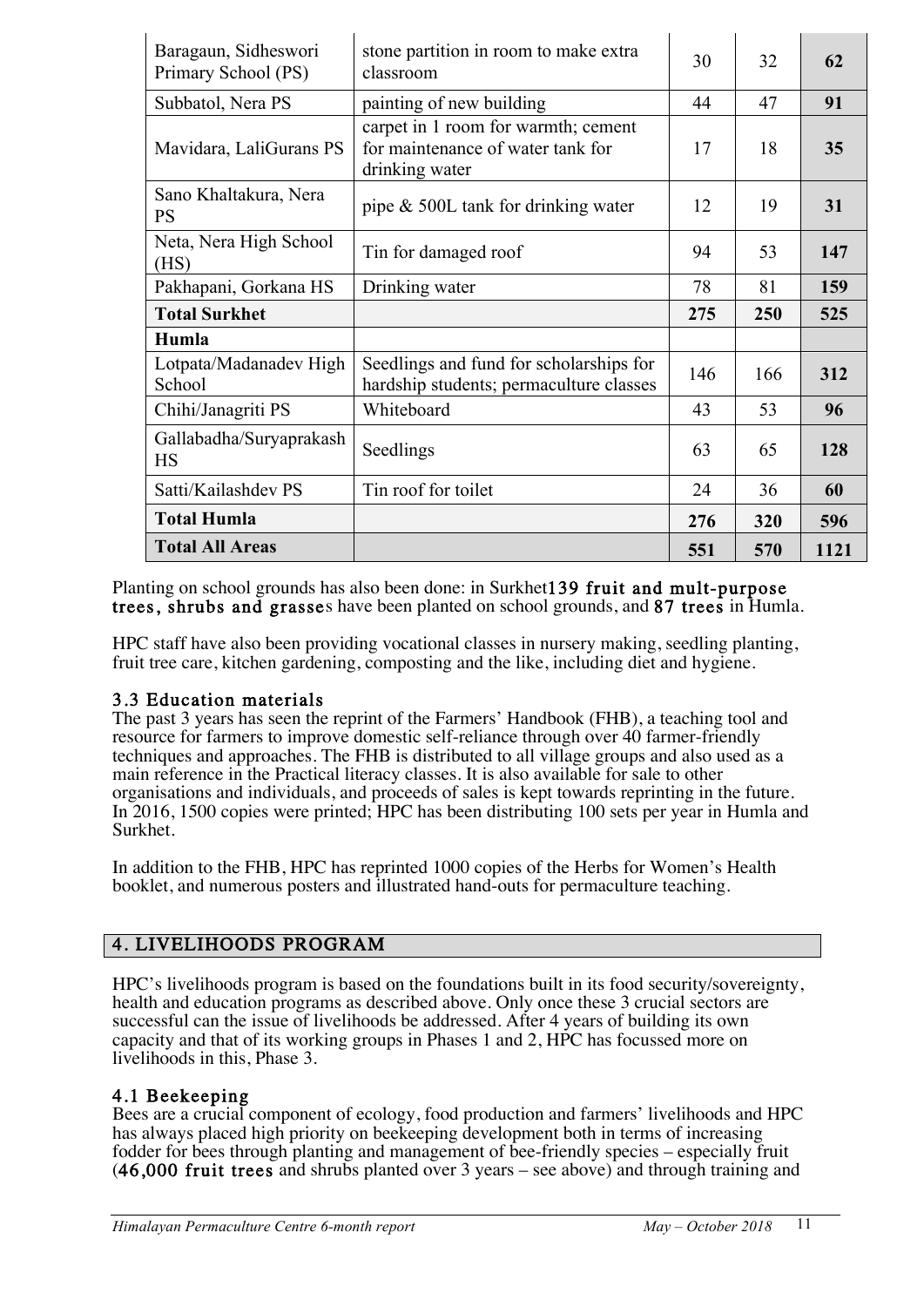| | | | | |
|---|---|---|---|---|
| Baragaun, Sidheswori Primary School (PS) | stone partition in room to make extra classroom | 30 | 32 | **62** |
| Subbatol, Nera PS | painting of new building | 44 | 47 | **91** |
| Mavidara, LaliGurans PS | carpet in 1 room for warmth; cement for maintenance of water tank for drinking water | 17 | 18 | **35** |
| Sano Khaltakura, Nera PS | pipe & 500L tank for drinking water | 12 | 19 | **31** |
| Neta, Nera High School (HS) | Tin for damaged roof | 94 | 53 | **147** |
| Pakhapani, Gorkana HS | Drinking water | 78 | 81 | **159** |
| **Total Surkhet** | | **275** | **250** | **525** |
| **Humla** | | | | |
| Lotpata/Madanadev High School | Seedlings and fund for scholarships for hardship students; permaculture classes | 146 | 166 | **312** |
| Chihi/Janagriti PS | Whiteboard | 43 | 53 | **96** |
| Gallabadha/Suryaprakash HS | Seedlings | 63 | 65 | **128** |
| Satti/Kailashdev PS | Tin roof for toilet | 24 | 36 | **60** |
| **Total Humla** | | **276** | **320** | **596** |
| **Total All Areas** | | **551** | **570** | **1121** |

Planting on school grounds has also been done: in Surkhet**139 fruit and mult-purpose trees, shrubs and grasse**s have been planted on school grounds, and **87 trees** in Humla.

HPC staff have also been providing vocational classes in nursery making, seedling planting, fruit tree care, kitchen gardening, composting and the like, including diet and hygiene.

### 3.3 Education materials

The past 3 years has seen the reprint of the Farmers' Handbook (FHB), a teaching tool and resource for farmers to improve domestic self-reliance through over 40 farmer-friendly techniques and approaches. The FHB is distributed to all village groups and also used as a main reference in the Practical literacy classes. It is also available for sale to other organisations and individuals, and proceeds of sales is kept towards reprinting in the future. In 2016, 1500 copies were printed; HPC has been distributing 100 sets per year in Humla and Surkhet.

In addition to the FHB, HPC has reprinted 1000 copies of the Herbs for Women's Health booklet, and numerous posters and illustrated hand-outs for permaculture teaching.

## 4. LIVELIHOODS PROGRAM

HPC's livelihoods program is based on the foundations built in its food security/sovereignty, health and education programs as described above. Only once these 3 crucial sectors are successful can the issue of livelihoods be addressed. After 4 years of building its own capacity and that of its working groups in Phases 1 and 2, HPC has focussed more on livelihoods in this, Phase 3.

### 4.1 Beekeeping

Bees are a crucial component of ecology, food production and farmers' livelihoods and HPC has always placed high priority on beekeeping development both in terms of increasing fodder for bees through planting and management of bee-friendly species – especially fruit (**46,000 fruit trees** and shrubs planted over 3 years – see above) and through training and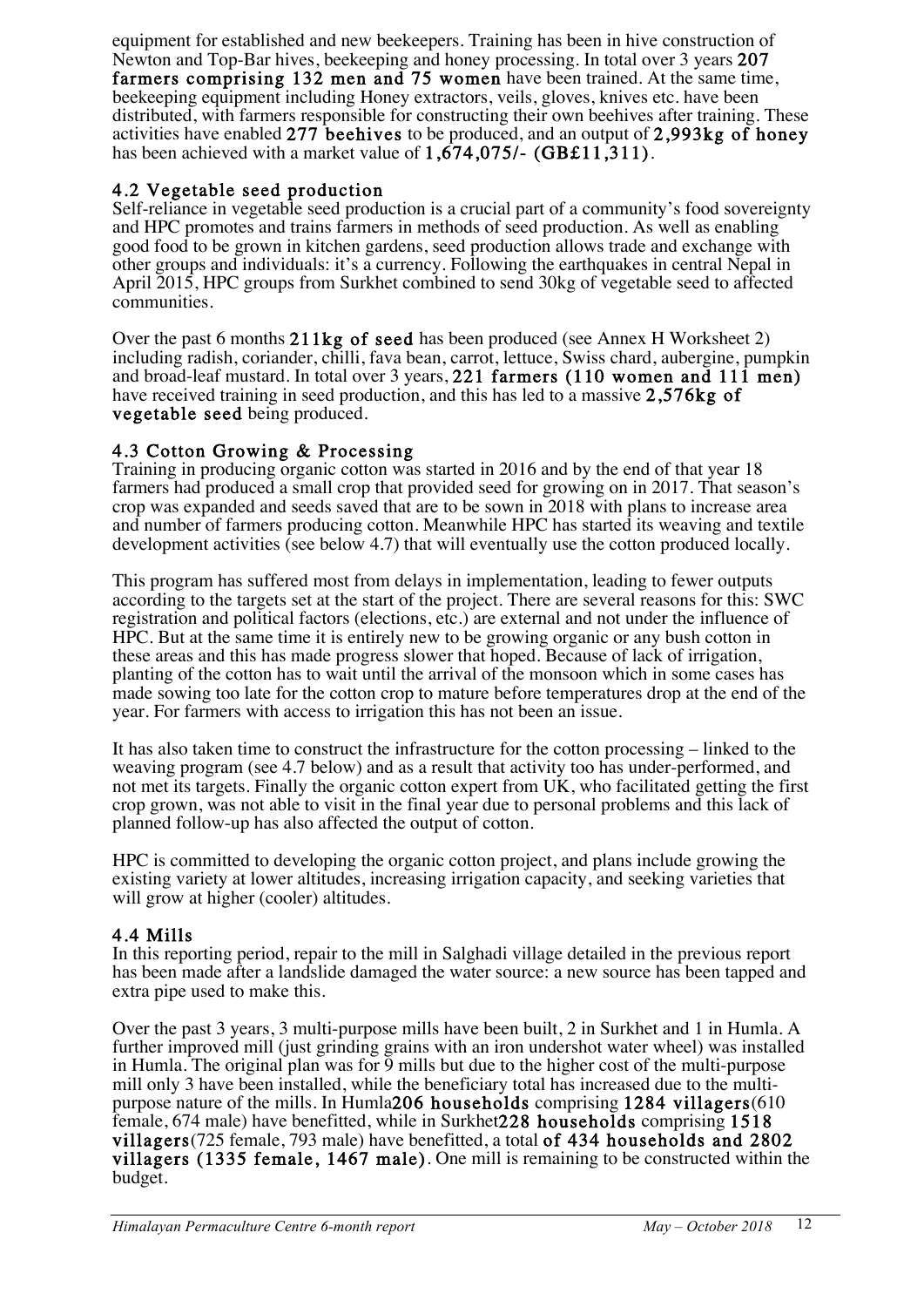equipment for established and new beekeepers. Training has been in hive construction of Newton and Top-Bar hives, beekeeping and honey processing. In total over 3 years **207 farmers comprising 132 men and 75 women** have been trained. At the same time, beekeeping equipment including Honey extractors, veils, gloves, knives etc. have been distributed, with farmers responsible for constructing their own beehives after training. These activities have enabled **277 beehives** to be produced, and an output of **2,993kg of honey** has been achieved with a market value of **1,674,075/- (GB£11,311)**.

### 4.2 Vegetable seed production

Self-reliance in vegetable seed production is a crucial part of a community's food sovereignty and HPC promotes and trains farmers in methods of seed production. As well as enabling good food to be grown in kitchen gardens, seed production allows trade and exchange with other groups and individuals: it's a currency. Following the earthquakes in central Nepal in April 2015, HPC groups from Surkhet combined to send 30kg of vegetable seed to affected communities.

Over the past 6 months **211kg of seed** has been produced (see Annex H Worksheet 2) including radish, coriander, chilli, fava bean, carrot, lettuce, Swiss chard, aubergine, pumpkin and broad-leaf mustard. In total over 3 years, **221 farmers (110 women and 111 men)** have received training in seed production, and this has led to a massive **2,576kg of vegetable seed** being produced.

### 4.3 Cotton Growing & Processing

Training in producing organic cotton was started in 2016 and by the end of that year 18 farmers had produced a small crop that provided seed for growing on in 2017. That season's crop was expanded and seeds saved that are to be sown in 2018 with plans to increase area and number of farmers producing cotton. Meanwhile HPC has started its weaving and textile development activities (see below 4.7) that will eventually use the cotton produced locally.

This program has suffered most from delays in implementation, leading to fewer outputs according to the targets set at the start of the project. There are several reasons for this: SWC registration and political factors (elections, etc.) are external and not under the influence of HPC. But at the same time it is entirely new to be growing organic or any bush cotton in these areas and this has made progress slower that hoped. Because of lack of irrigation, planting of the cotton has to wait until the arrival of the monsoon which in some cases has made sowing too late for the cotton crop to mature before temperatures drop at the end of the year. For farmers with access to irrigation this has not been an issue.

It has also taken time to construct the infrastructure for the cotton processing – linked to the weaving program (see 4.7 below) and as a result that activity too has under-performed, and not met its targets. Finally the organic cotton expert from UK, who facilitated getting the first crop grown, was not able to visit in the final year due to personal problems and this lack of planned follow-up has also affected the output of cotton.

HPC is committed to developing the organic cotton project, and plans include growing the existing variety at lower altitudes, increasing irrigation capacity, and seeking varieties that will grow at higher (cooler) altitudes.

### 4.4 Mills

In this reporting period, repair to the mill in Salghadi village detailed in the previous report has been made after a landslide damaged the water source: a new source has been tapped and extra pipe used to make this.

Over the past 3 years, 3 multi-purpose mills have been built, 2 in Surkhet and 1 in Humla. A further improved mill (just grinding grains with an iron undershot water wheel) was installed in Humla. The original plan was for 9 mills but due to the higher cost of the multi-purpose mill only 3 have been installed, while the beneficiary total has increased due to the multi-purpose nature of the mills. In Humla **206 households** comprising **1284 villagers** (610 female, 674 male) have benefitted, while in Surkhet **228 households** comprising **1518 villagers** (725 female, 793 male) have benefitted, a total **of 434 households and 2802 villagers (1335 female, 1467 male)**. One mill is remaining to be constructed within the budget.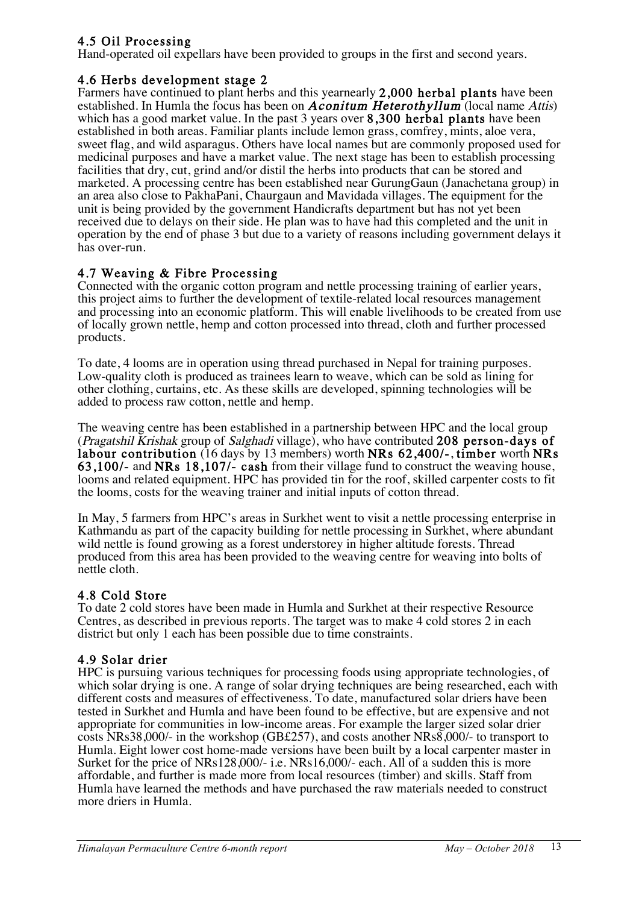## 4.5 Oil Processing

Hand-operated oil expellars have been provided to groups in the first and second years.

## 4.6 Herbs development stage 2

Farmers have continued to plant herbs and this yearnearly **2,000 herbal plants** have been established. In Humla the focus has been on ***Aconitum Heterothyllum*** (local name *Attis*) which has a good market value. In the past 3 years over **8,300 herbal plants** have been established in both areas. Familiar plants include lemon grass, comfrey, mints, aloe vera, sweet flag, and wild asparagus. Others have local names but are commonly proposed used for medicinal purposes and have a market value. The next stage has been to establish processing facilities that dry, cut, grind and/or distil the herbs into products that can be stored and marketed. A processing centre has been established near GurungGaun (Janachetana group) in an area also close to PakhaPani, Chaurgaun and Mavidada villages. The equipment for the unit is being provided by the government Handicrafts department but has not yet been received due to delays on their side. He plan was to have had this completed and the unit in operation by the end of phase 3 but due to a variety of reasons including government delays it has over-run.

## 4.7 Weaving & Fibre Processing

Connected with the organic cotton program and nettle processing training of earlier years, this project aims to further the development of textile-related local resources management and processing into an economic platform. This will enable livelihoods to be created from use of locally grown nettle, hemp and cotton processed into thread, cloth and further processed products.

To date, 4 looms are in operation using thread purchased in Nepal for training purposes. Low-quality cloth is produced as trainees learn to weave, which can be sold as lining for other clothing, curtains, etc. As these skills are developed, spinning technologies will be added to process raw cotton, nettle and hemp.

The weaving centre has been established in a partnership between HPC and the local group (*Pragatshil Krishak* group of *Salghadi* village), who have contributed **208 person-days of labour contribution** (16 days by 13 members) worth **NRs 62,400/-**, **timber** worth **NRs 63,100/-** and **NRs 18,107/- cash** from their village fund to construct the weaving house, looms and related equipment. HPC has provided tin for the roof, skilled carpenter costs to fit the looms, costs for the weaving trainer and initial inputs of cotton thread.

In May, 5 farmers from HPC's areas in Surkhet went to visit a nettle processing enterprise in Kathmandu as part of the capacity building for nettle processing in Surkhet, where abundant wild nettle is found growing as a forest understorey in higher altitude forests. Thread produced from this area has been provided to the weaving centre for weaving into bolts of nettle cloth.

## 4.8 Cold Store

To date 2 cold stores have been made in Humla and Surkhet at their respective Resource Centres, as described in previous reports. The target was to make 4 cold stores 2 in each district but only 1 each has been possible due to time constraints.

## 4.9 Solar drier

HPC is pursuing various techniques for processing foods using appropriate technologies, of which solar drying is one. A range of solar drying techniques are being researched, each with different costs and measures of effectiveness. To date, manufactured solar driers have been tested in Surkhet and Humla and have been found to be effective, but are expensive and not appropriate for communities in low-income areas. For example the larger sized solar drier costs NRs38,000/- in the workshop (GB£257), and costs another NRs8,000/- to transport to Humla. Eight lower cost home-made versions have been built by a local carpenter master in Surket for the price of NRs128,000/- i.e. NRs16,000/- each. All of a sudden this is more affordable, and further is made more from local resources (timber) and skills. Staff from Humla have learned the methods and have purchased the raw materials needed to construct more driers in Humla.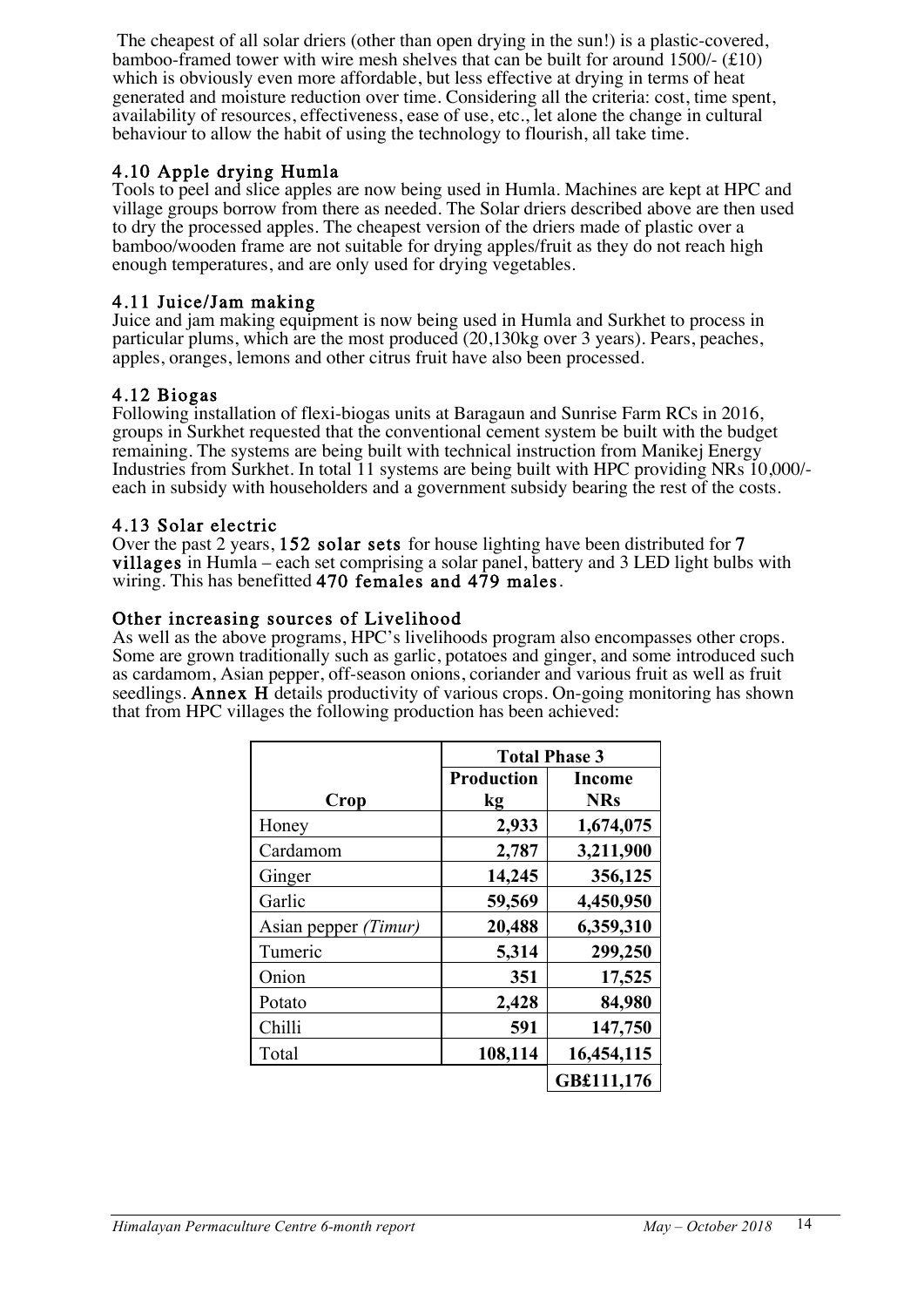The cheapest of all solar driers (other than open drying in the sun!) is a plastic-covered, bamboo-framed tower with wire mesh shelves that can be built for around 1500/- (£10) which is obviously even more affordable, but less effective at drying in terms of heat generated and moisture reduction over time. Considering all the criteria: cost, time spent, availability of resources, effectiveness, ease of use, etc., let alone the change in cultural behaviour to allow the habit of using the technology to flourish, all take time.

### 4.10 Apple drying Humla

Tools to peel and slice apples are now being used in Humla. Machines are kept at HPC and village groups borrow from there as needed. The Solar driers described above are then used to dry the processed apples. The cheapest version of the driers made of plastic over a bamboo/wooden frame are not suitable for drying apples/fruit as they do not reach high enough temperatures, and are only used for drying vegetables.

### 4.11 Juice/Jam making

Juice and jam making equipment is now being used in Humla and Surkhet to process in particular plums, which are the most produced (20,130kg over 3 years). Pears, peaches, apples, oranges, lemons and other citrus fruit have also been processed.

### 4.12 Biogas

Following installation of flexi-biogas units at Baragaun and Sunrise Farm RCs in 2016, groups in Surkhet requested that the conventional cement system be built with the budget remaining. The systems are being built with technical instruction from Manikej Energy Industries from Surkhet. In total 11 systems are being built with HPC providing NRs 10,000/- each in subsidy with householders and a government subsidy bearing the rest of the costs.

### 4.13 Solar electric

Over the past 2 years, **152 solar sets** for house lighting have been distributed for **7 villages** in Humla – each set comprising a solar panel, battery and 3 LED light bulbs with wiring. This has benefitted **470 females and 479 males**.

### Other increasing sources of Livelihood

As well as the above programs, HPC's livelihoods program also encompasses other crops. Some are grown traditionally such as garlic, potatoes and ginger, and some introduced such as cardamom, Asian pepper, off-season onions, coriander and various fruit as well as fruit seedlings. **Annex H** details productivity of various crops. On-going monitoring has shown that from HPC villages the following production has been achieved:

| | **Total Phase 3** | |
|---|---|---|
| **Crop** | **Production kg** | **Income NRs** |
| Honey | **2,933** | **1,674,075** |
| Cardamom | **2,787** | **3,211,900** |
| Ginger | **14,245** | **356,125** |
| Garlic | **59,569** | **4,450,950** |
| Asian pepper *(Timur)* | **20,488** | **6,359,310** |
| Tumeric | **5,314** | **299,250** |
| Onion | **351** | **17,525** |
| Potato | **2,428** | **84,980** |
| Chilli | **591** | **147,750** |
| Total | **108,114** | **16,454,115** |
| | | **GB£111,176** |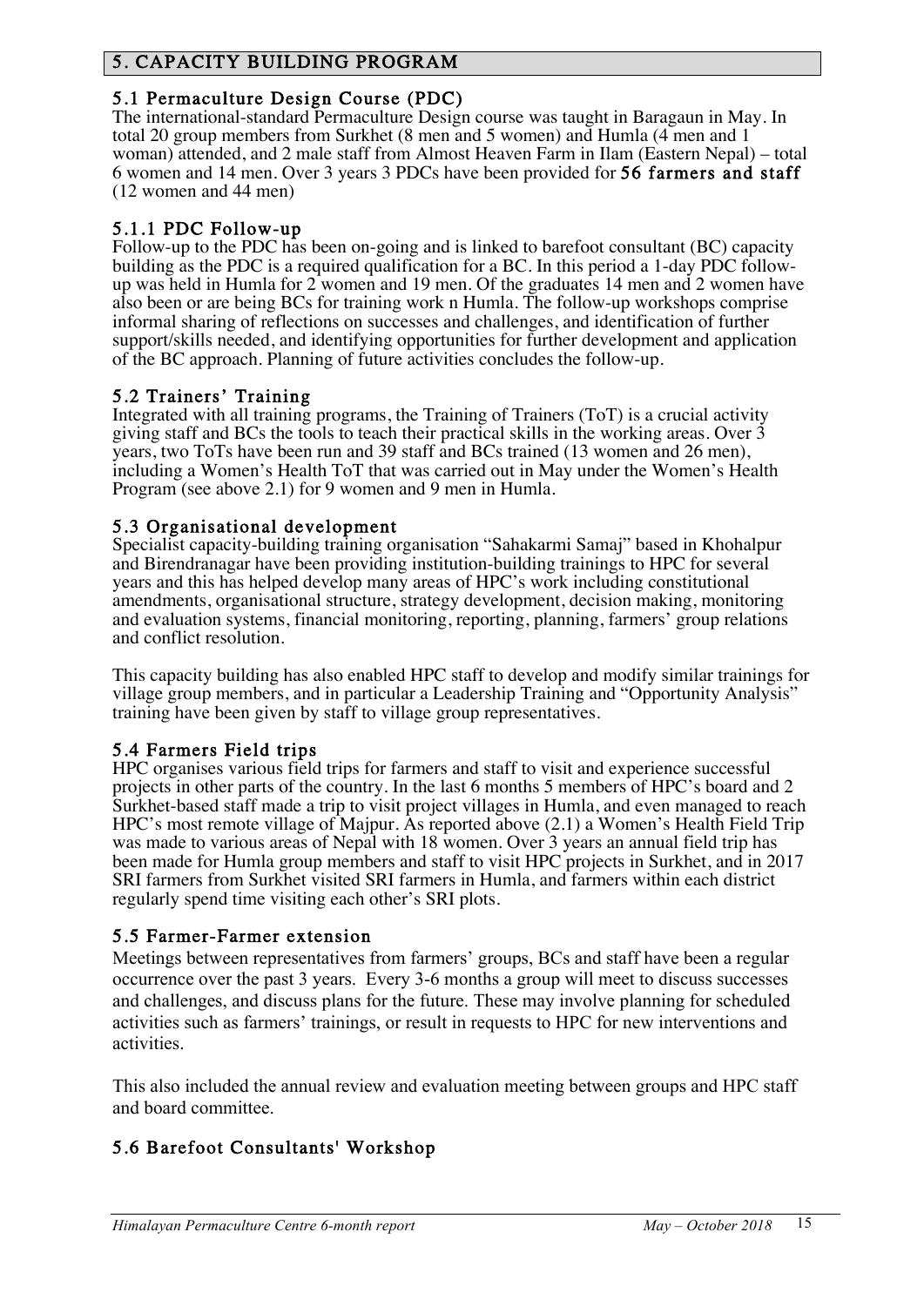## 5. CAPACITY BUILDING PROGRAM

### 5.1 Permaculture Design Course (PDC)

The international-standard Permaculture Design course was taught in Baragaun in May. In total 20 group members from Surkhet (8 men and 5 women) and Humla (4 men and 1 woman) attended, and 2 male staff from Almost Heaven Farm in Ilam (Eastern Nepal) – total 6 women and 14 men. Over 3 years 3 PDCs have been provided for **56 farmers and staff** (12 women and 44 men)

#### 5.1.1 PDC Follow-up

Follow-up to the PDC has been on-going and is linked to barefoot consultant (BC) capacity building as the PDC is a required qualification for a BC. In this period a 1-day PDC follow-up was held in Humla for 2 women and 19 men. Of the graduates 14 men and 2 women have also been or are being BCs for training work n Humla. The follow-up workshops comprise informal sharing of reflections on successes and challenges, and identification of further support/skills needed, and identifying opportunities for further development and application of the BC approach. Planning of future activities concludes the follow-up.

### 5.2 Trainers' Training

Integrated with all training programs, the Training of Trainers (ToT) is a crucial activity giving staff and BCs the tools to teach their practical skills in the working areas. Over 3 years, two ToTs have been run and 39 staff and BCs trained (13 women and 26 men), including a Women's Health ToT that was carried out in May under the Women's Health Program (see above 2.1) for 9 women and 9 men in Humla.

### 5.3 Organisational development

Specialist capacity-building training organisation "Sahakarmi Samaj" based in Khohalpur and Birendranagar have been providing institution-building trainings to HPC for several years and this has helped develop many areas of HPC's work including constitutional amendments, organisational structure, strategy development, decision making, monitoring and evaluation systems, financial monitoring, reporting, planning, farmers' group relations and conflict resolution.

This capacity building has also enabled HPC staff to develop and modify similar trainings for village group members, and in particular a Leadership Training and "Opportunity Analysis" training have been given by staff to village group representatives.

### 5.4 Farmers Field trips

HPC organises various field trips for farmers and staff to visit and experience successful projects in other parts of the country. In the last 6 months 5 members of HPC's board and 2 Surkhet-based staff made a trip to visit project villages in Humla, and even managed to reach HPC's most remote village of Majpur. As reported above (2.1) a Women's Health Field Trip was made to various areas of Nepal with 18 women. Over 3 years an annual field trip has been made for Humla group members and staff to visit HPC projects in Surkhet, and in 2017 SRI farmers from Surkhet visited SRI farmers in Humla, and farmers within each district regularly spend time visiting each other's SRI plots.

### 5.5 Farmer-Farmer extension

Meetings between representatives from farmers' groups, BCs and staff have been a regular occurrence over the past 3 years. Every 3-6 months a group will meet to discuss successes and challenges, and discuss plans for the future. These may involve planning for scheduled activities such as farmers' trainings, or result in requests to HPC for new interventions and activities.

This also included the annual review and evaluation meeting between groups and HPC staff and board committee.

### 5.6 Barefoot Consultants' Workshop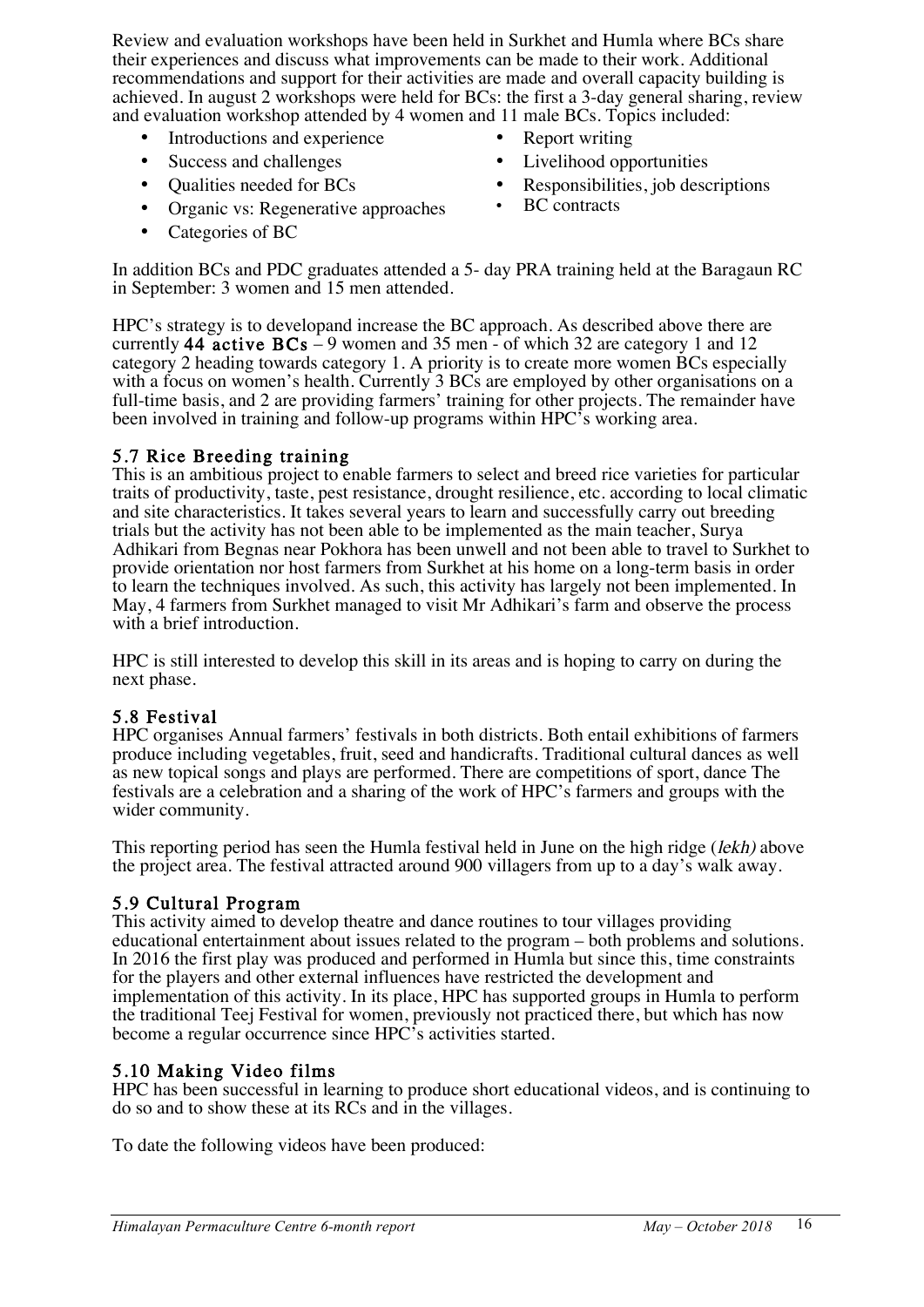Review and evaluation workshops have been held in Surkhet and Humla where BCs share their experiences and discuss what improvements can be made to their work. Additional recommendations and support for their activities are made and overall capacity building is achieved. In august 2 workshops were held for BCs: the first a 3-day general sharing, review and evaluation workshop attended by 4 women and 11 male BCs. Topics included:

- Introductions and experience
- Success and challenges
- Qualities needed for BCs
- Organic vs: Regenerative approaches
- Categories of BC
- Report writing
- Livelihood opportunities
- Responsibilities, job descriptions
- BC contracts

In addition BCs and PDC graduates attended a 5- day PRA training held at the Baragaun RC in September: 3 women and 15 men attended.

HPC's strategy is to developand increase the BC approach. As described above there are currently **44 active BCs** – 9 women and 35 men - of which 32 are category 1 and 12 category 2 heading towards category 1. A priority is to create more women BCs especially with a focus on women's health. Currently 3 BCs are employed by other organisations on a full-time basis, and 2 are providing farmers' training for other projects. The remainder have been involved in training and follow-up programs within HPC's working area.

### 5.7 Rice Breeding training

This is an ambitious project to enable farmers to select and breed rice varieties for particular traits of productivity, taste, pest resistance, drought resilience, etc. according to local climatic and site characteristics. It takes several years to learn and successfully carry out breeding trials but the activity has not been able to be implemented as the main teacher, Surya Adhikari from Begnas near Pokhora has been unwell and not been able to travel to Surkhet to provide orientation nor host farmers from Surkhet at his home on a long-term basis in order to learn the techniques involved. As such, this activity has largely not been implemented. In May, 4 farmers from Surkhet managed to visit Mr Adhikari's farm and observe the process with a brief introduction.

HPC is still interested to develop this skill in its areas and is hoping to carry on during the next phase.

### 5.8 Festival

HPC organises Annual farmers' festivals in both districts. Both entail exhibitions of farmers produce including vegetables, fruit, seed and handicrafts. Traditional cultural dances as well as new topical songs and plays are performed. There are competitions of sport, dance The festivals are a celebration and a sharing of the work of HPC's farmers and groups with the wider community.

This reporting period has seen the Humla festival held in June on the high ridge (*lekh)* above the project area. The festival attracted around 900 villagers from up to a day's walk away.

### 5.9 Cultural Program

This activity aimed to develop theatre and dance routines to tour villages providing educational entertainment about issues related to the program – both problems and solutions. In 2016 the first play was produced and performed in Humla but since this, time constraints for the players and other external influences have restricted the development and implementation of this activity. In its place, HPC has supported groups in Humla to perform the traditional Teej Festival for women, previously not practiced there, but which has now become a regular occurrence since HPC's activities started.

### 5.10 Making Video films

HPC has been successful in learning to produce short educational videos, and is continuing to do so and to show these at its RCs and in the villages.

To date the following videos have been produced: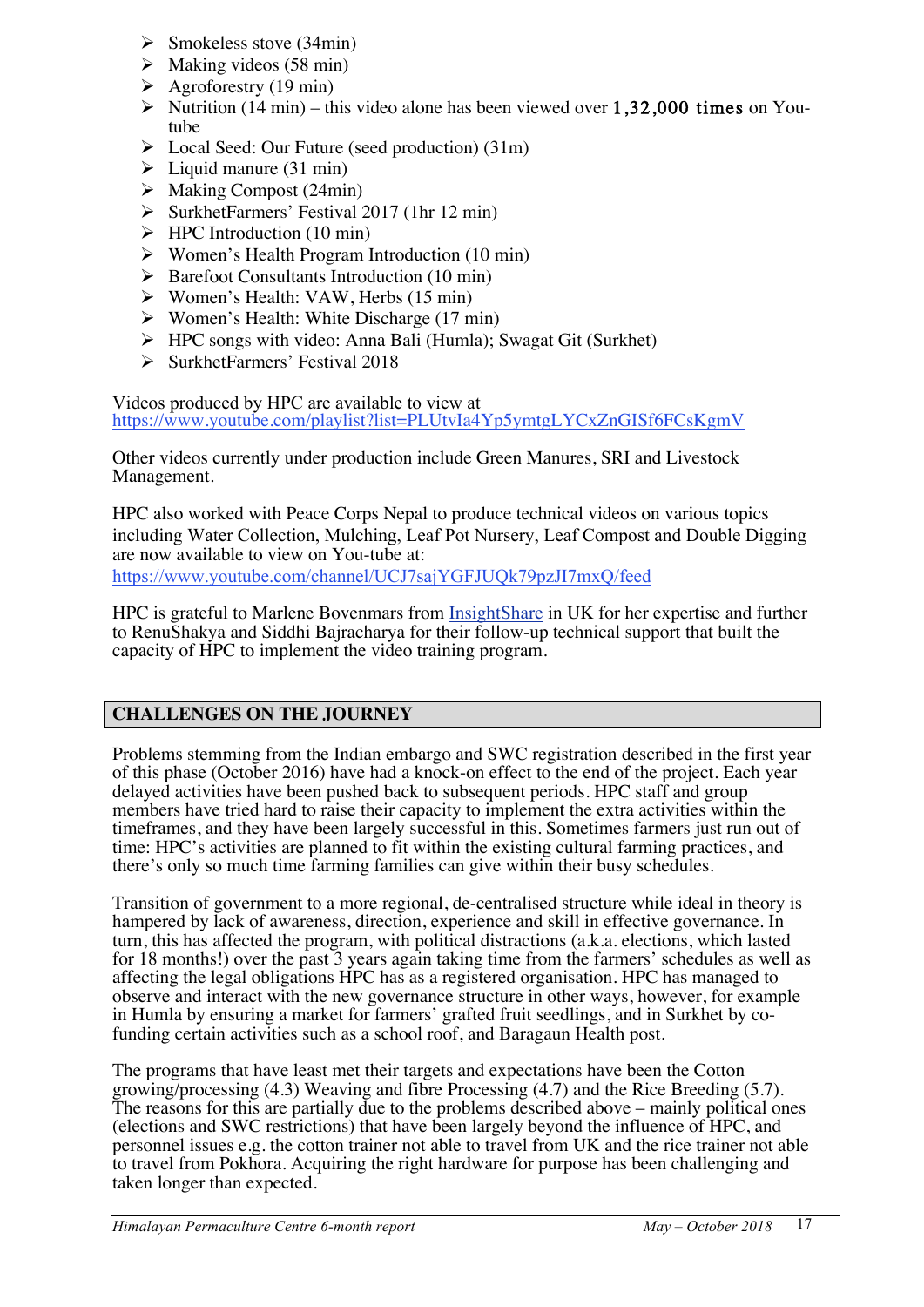- Smokeless stove (34min)
- Making videos (58 min)
- Agroforestry (19 min)
- Nutrition (14 min) – this video alone has been viewed over **1,32,000 times** on You-tube
- Local Seed: Our Future (seed production) (31m)
- Liquid manure (31 min)
- Making Compost (24min)
- SurkhetFarmers' Festival 2017 (1hr 12 min)
- HPC Introduction (10 min)
- Women's Health Program Introduction (10 min)
- Barefoot Consultants Introduction (10 min)
- Women's Health: VAW, Herbs (15 min)
- Women's Health: White Discharge (17 min)
- HPC songs with video: Anna Bali (Humla); Swagat Git (Surkhet)
- SurkhetFarmers' Festival 2018

Videos produced by HPC are available to view at
https://www.youtube.com/playlist?list=PLUtvIa4Yp5ymtgLYCxZnGISf6FCsKgmV

Other videos currently under production include Green Manures, SRI and Livestock Management.

HPC also worked with Peace Corps Nepal to produce technical videos on various topics including Water Collection, Mulching, Leaf Pot Nursery, Leaf Compost and Double Digging are now available to view on You-tube at:
https://www.youtube.com/channel/UCJ7sajYGFJUQk79pzJI7mxQ/feed

HPC is grateful to Marlene Bovenmars from InsightShare in UK for her expertise and further to RenuShakya and Siddhi Bajracharya for their follow-up technical support that built the capacity of HPC to implement the video training program.

## CHALLENGES ON THE JOURNEY

Problems stemming from the Indian embargo and SWC registration described in the first year of this phase (October 2016) have had a knock-on effect to the end of the project. Each year delayed activities have been pushed back to subsequent periods. HPC staff and group members have tried hard to raise their capacity to implement the extra activities within the timeframes, and they have been largely successful in this. Sometimes farmers just run out of time: HPC's activities are planned to fit within the existing cultural farming practices, and there's only so much time farming families can give within their busy schedules.

Transition of government to a more regional, de-centralised structure while ideal in theory is hampered by lack of awareness, direction, experience and skill in effective governance. In turn, this has affected the program, with political distractions (a.k.a. elections, which lasted for 18 months!) over the past 3 years again taking time from the farmers' schedules as well as affecting the legal obligations HPC has as a registered organisation. HPC has managed to observe and interact with the new governance structure in other ways, however, for example in Humla by ensuring a market for farmers' grafted fruit seedlings, and in Surkhet by co-funding certain activities such as a school roof, and Baragaun Health post.

The programs that have least met their targets and expectations have been the Cotton growing/processing (4.3) Weaving and fibre Processing (4.7) and the Rice Breeding (5.7). The reasons for this are partially due to the problems described above – mainly political ones (elections and SWC restrictions) that have been largely beyond the influence of HPC, and personnel issues e.g. the cotton trainer not able to travel from UK and the rice trainer not able to travel from Pokhora. Acquiring the right hardware for purpose has been challenging and taken longer than expected.